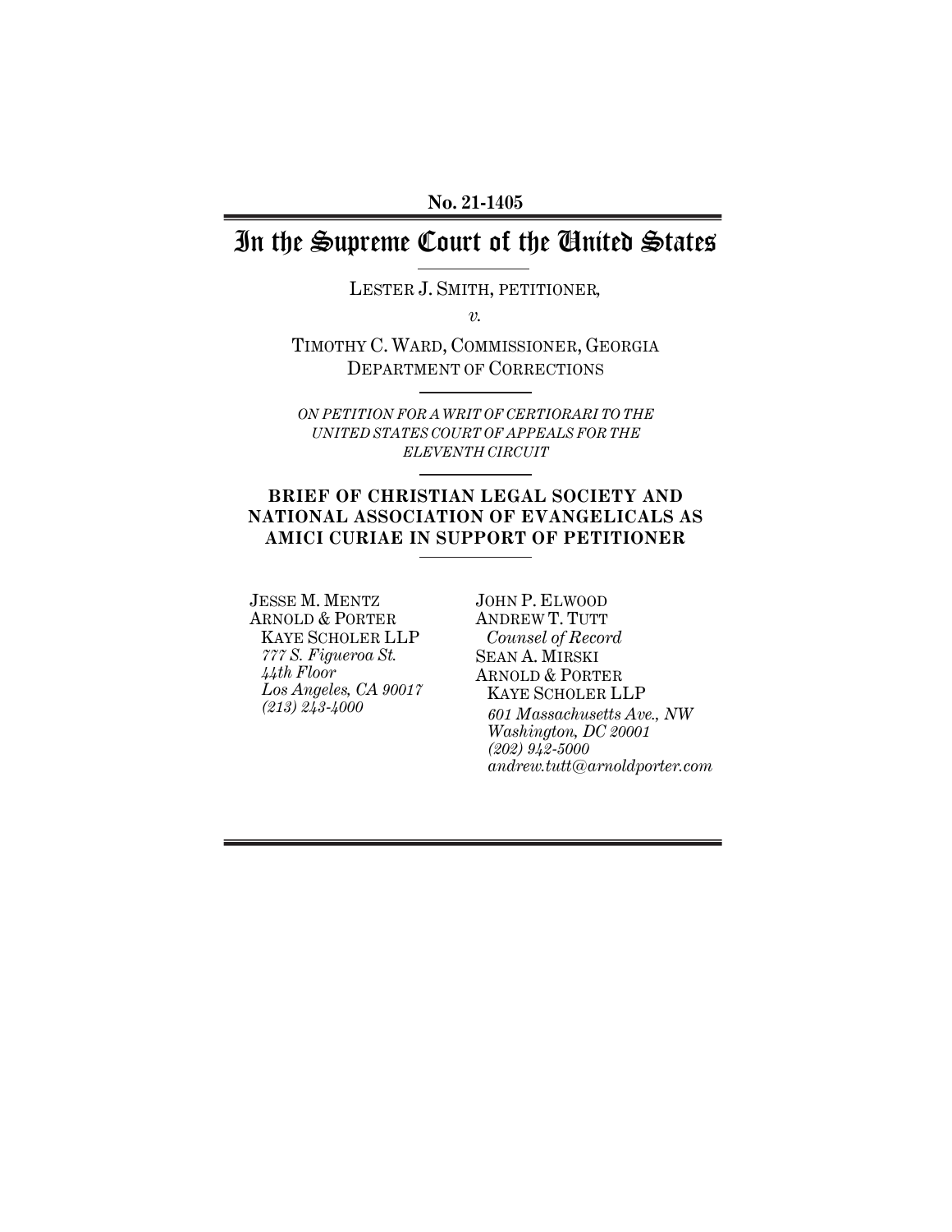**No. 21-1405**

# In the Supreme Court of the United States

LESTER J. SMITH, PETITIONER,

*v.*

TIMOTHY C. WARD, COMMISSIONER, GEORGIA DEPARTMENT OF CORRECTIONS

*ON PETITION FOR A WRIT OF CERTIORARI TO THE UNITED STATES COURT OF APPEALS FOR THE ELEVENTH CIRCUIT*

**BRIEF OF CHRISTIAN LEGAL SOCIETY AND NATIONAL ASSOCIATION OF EVANGELICALS AS AMICI CURIAE IN SUPPORT OF PETITIONER**

JESSE M. MENTZ
ARNOLD & PORTER
KAYE SCHOLER LLP
*777 S. Figueroa St.*
*44th Floor*
*Los Angeles, CA 90017*
*(213) 243-4000*

JOHN P. ELWOOD
ANDREW T. TUTT
*Counsel of Record*
SEAN A. MIRSKI
ARNOLD & PORTER
KAYE SCHOLER LLP
*601 Massachusetts Ave., NW*
*Washington, DC 20001*
*(202) 942-5000*
*andrew.tutt@arnoldporter.com*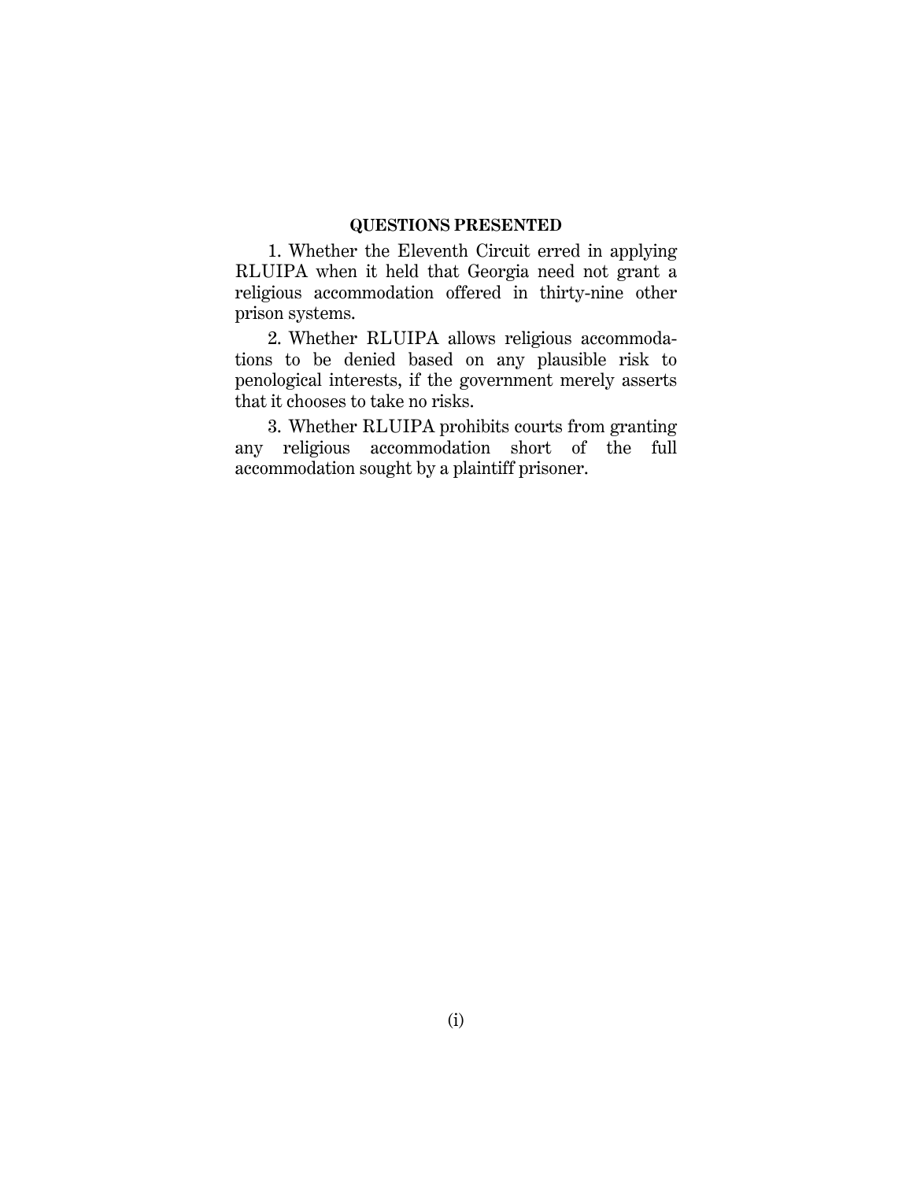## QUESTIONS PRESENTED

1. Whether the Eleventh Circuit erred in applying RLUIPA when it held that Georgia need not grant a religious accommodation offered in thirty-nine other prison systems.

2. Whether RLUIPA allows religious accommodations to be denied based on any plausible risk to penological interests, if the government merely asserts that it chooses to take no risks.

3. Whether RLUIPA prohibits courts from granting any religious accommodation short of the full accommodation sought by a plaintiff prisoner.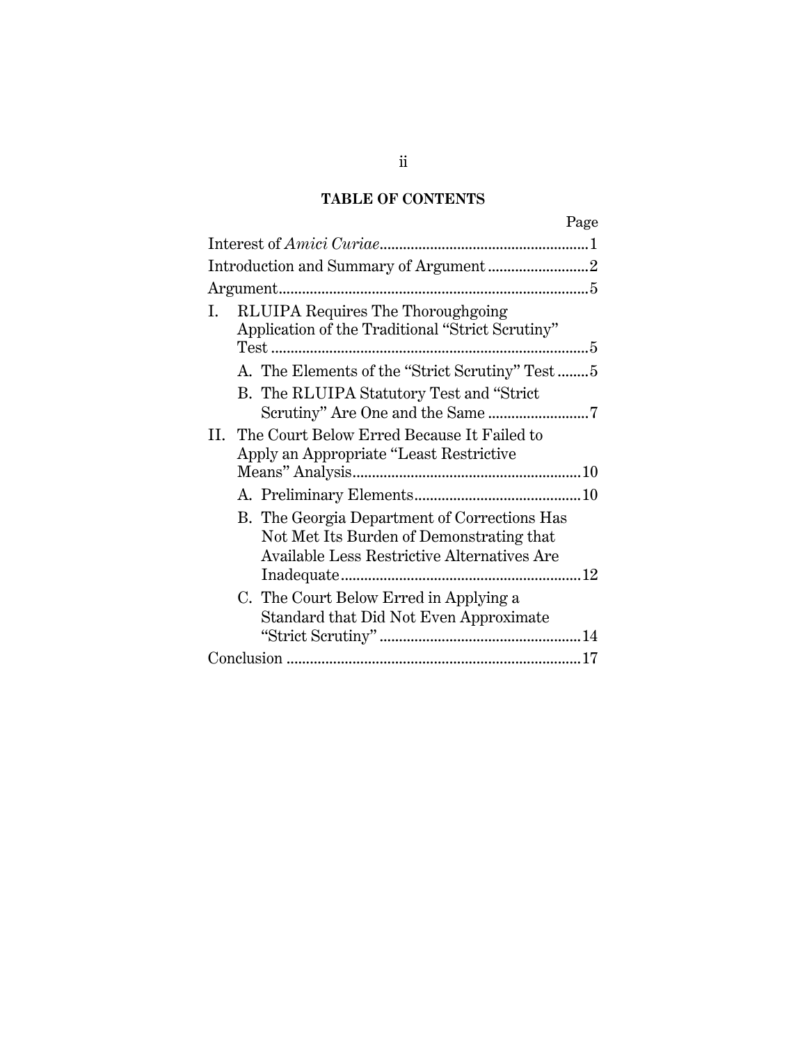## TABLE OF CONTENTS

| | Page |
|---|---|
| Interest of *Amici Curiae* | 1 |
| Introduction and Summary of Argument | 2 |
| Argument | 5 |
| I. RLUIPA Requires The Thoroughgoing Application of the Traditional "Strict Scrutiny" Test | 5 |
| A. The Elements of the "Strict Scrutiny" Test | 5 |
| B. The RLUIPA Statutory Test and "Strict Scrutiny" Are One and the Same | 7 |
| II. The Court Below Erred Because It Failed to Apply an Appropriate "Least Restrictive Means" Analysis | 10 |
| A. Preliminary Elements | 10 |
| B. The Georgia Department of Corrections Has Not Met Its Burden of Demonstrating that Available Less Restrictive Alternatives Are Inadequate | 12 |
| C. The Court Below Erred in Applying a Standard that Did Not Even Approximate "Strict Scrutiny" | 14 |
| Conclusion | 17 |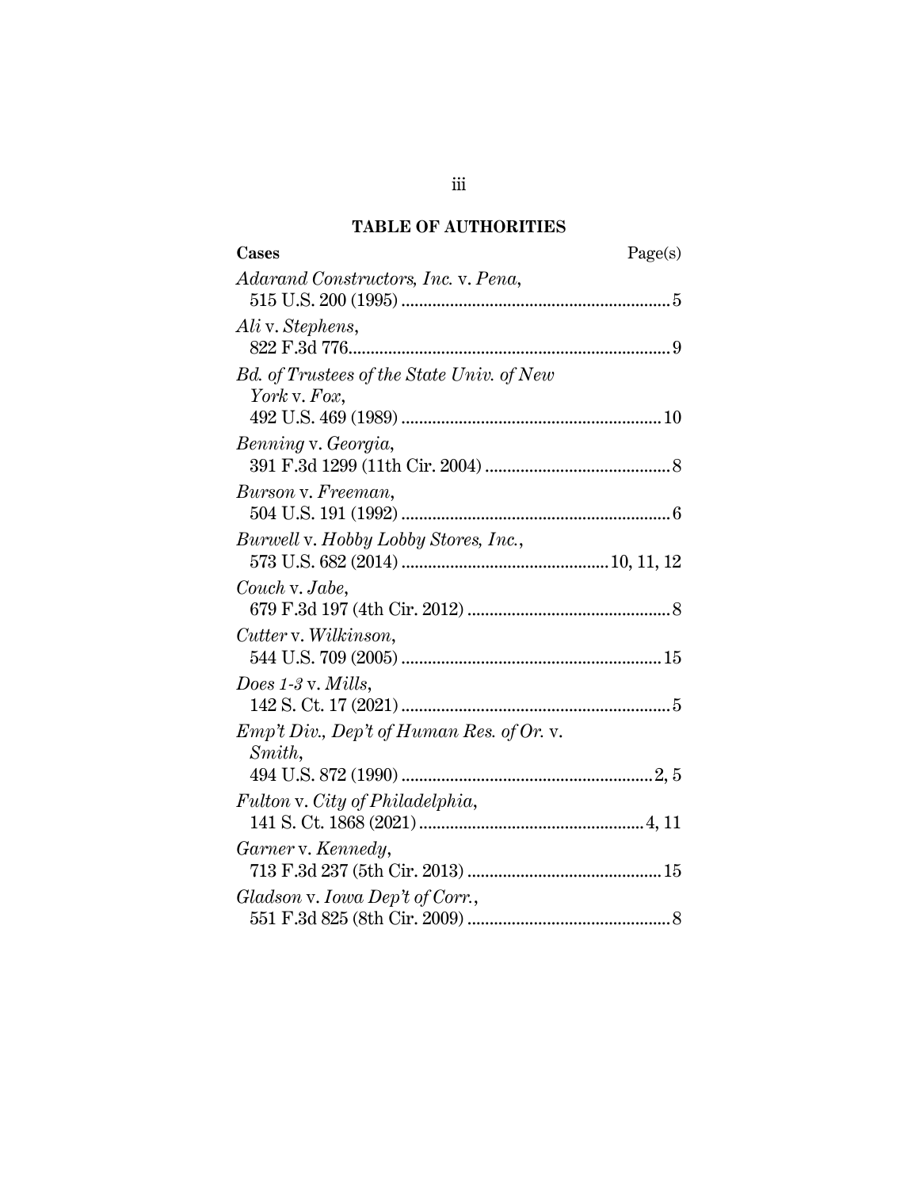## TABLE OF AUTHORITIES

| Cases | Page(s) |
|---|---|
| *Adarand Constructors, Inc.* v. *Pena*, 515 U.S. 200 (1995) | 5 |
| *Ali* v. *Stephens*, 822 F.3d 776 | 9 |
| *Bd. of Trustees of the State Univ. of New York* v. *Fox*, 492 U.S. 469 (1989) | 10 |
| *Benning* v. *Georgia*, 391 F.3d 1299 (11th Cir. 2004) | 8 |
| *Burson* v. *Freeman*, 504 U.S. 191 (1992) | 6 |
| *Burwell* v. *Hobby Lobby Stores, Inc.*, 573 U.S. 682 (2014) | 10, 11, 12 |
| *Couch* v. *Jabe*, 679 F.3d 197 (4th Cir. 2012) | 8 |
| *Cutter* v. *Wilkinson*, 544 U.S. 709 (2005) | 15 |
| *Does 1-3* v. *Mills*, 142 S. Ct. 17 (2021) | 5 |
| *Emp't Div., Dep't of Human Res. of Or.* v. *Smith*, 494 U.S. 872 (1990) | 2, 5 |
| *Fulton* v. *City of Philadelphia*, 141 S. Ct. 1868 (2021) | 4, 11 |
| *Garner* v. *Kennedy*, 713 F.3d 237 (5th Cir. 2013) | 15 |
| *Gladson* v. *Iowa Dep't of Corr.*, 551 F.3d 825 (8th Cir. 2009) | 8 |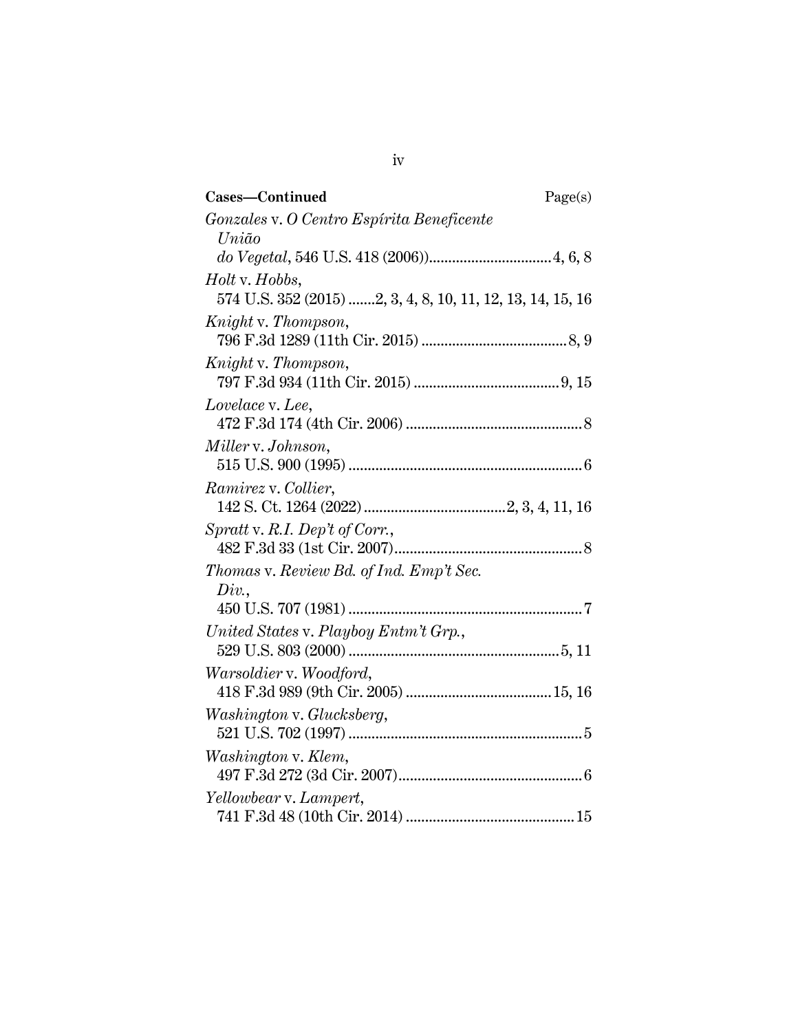**Cases—Continued** Page(s)

*Gonzales* v. *O Centro Espírita Beneficente União do Vegetal*, 546 U.S. 418 (2006))................................4, 6, 8

*Holt* v. *Hobbs*, 574 U.S. 352 (2015) .......2, 3, 4, 8, 10, 11, 12, 13, 14, 15, 16

*Knight* v. *Thompson*, 796 F.3d 1289 (11th Cir. 2015) ......................................8, 9

*Knight* v. *Thompson*, 797 F.3d 934 (11th Cir. 2015) ......................................9, 15

*Lovelace* v. *Lee*, 472 F.3d 174 (4th Cir. 2006) ..............................................8

*Miller* v. *Johnson*, 515 U.S. 900 (1995) .............................................................6

*Ramirez* v. *Collier*, 142 S. Ct. 1264 (2022) .....................................2, 3, 4, 11, 16

*Spratt* v. *R.I. Dep't of Corr.*, 482 F.3d 33 (1st Cir. 2007).................................................8

*Thomas* v. *Review Bd. of Ind. Emp't Sec. Div.*, 450 U.S. 707 (1981) .............................................................7

*United States* v. *Playboy Entm't Grp.*, 529 U.S. 803 (2000) .......................................................5, 11

*Warsoldier* v. *Woodford*, 418 F.3d 989 (9th Cir. 2005) ......................................15, 16

*Washington* v. *Glucksberg*, 521 U.S. 702 (1997) .............................................................5

*Washington* v. *Klem*, 497 F.3d 272 (3d Cir. 2007)................................................6

*Yellowbear* v. *Lampert*, 741 F.3d 48 (10th Cir. 2014) ............................................15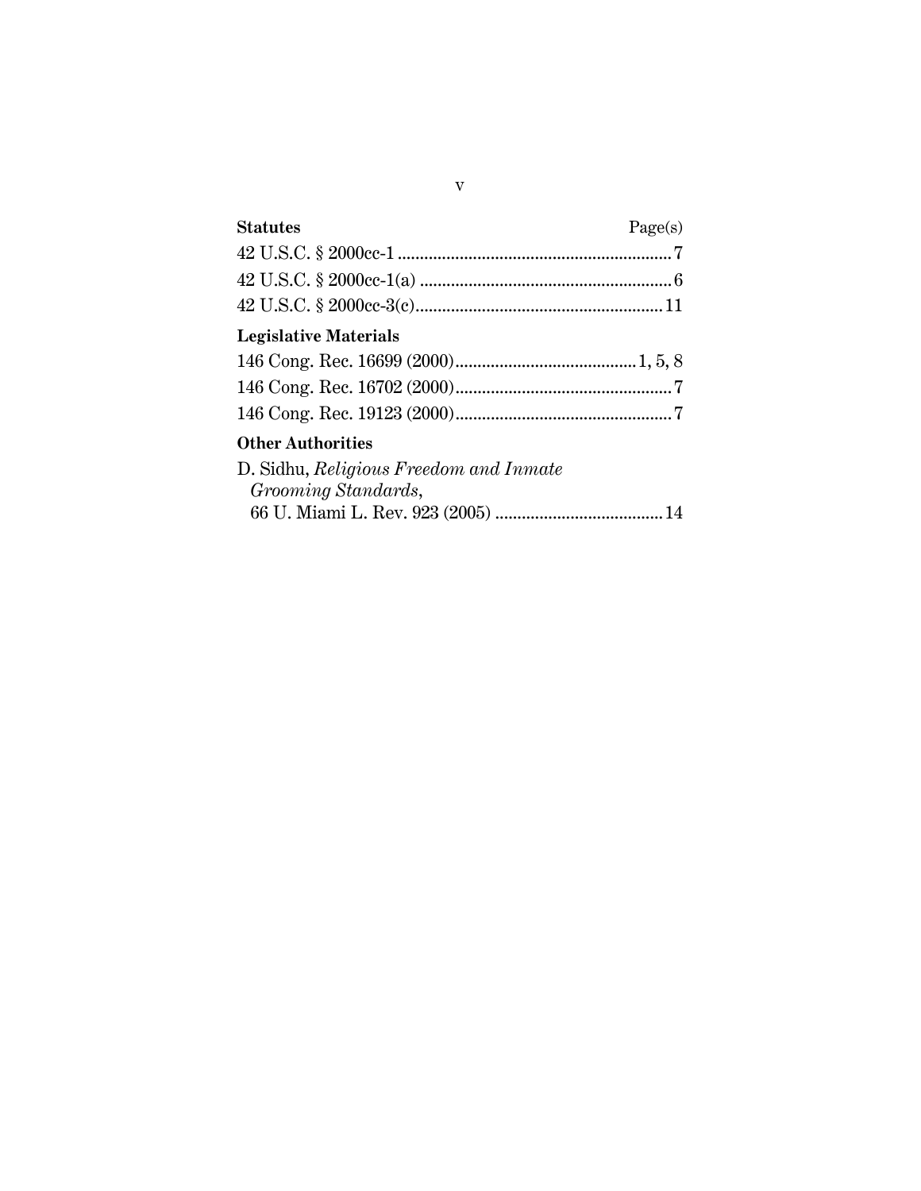| **Statutes** | Page(s) |
|---|---|
| 42 U.S.C. § 2000cc-1 | 7 |
| 42 U.S.C. § 2000cc-1(a) | 6 |
| 42 U.S.C. § 2000cc-3(c) | 11 |
| **Legislative Materials** | |
| 146 Cong. Rec. 16699 (2000) | 1, 5, 8 |
| 146 Cong. Rec. 16702 (2000) | 7 |
| 146 Cong. Rec. 19123 (2000) | 7 |
| **Other Authorities** | |
| D. Sidhu, *Religious Freedom and Inmate Grooming Standards*, 66 U. Miami L. Rev. 923 (2005) | 14 |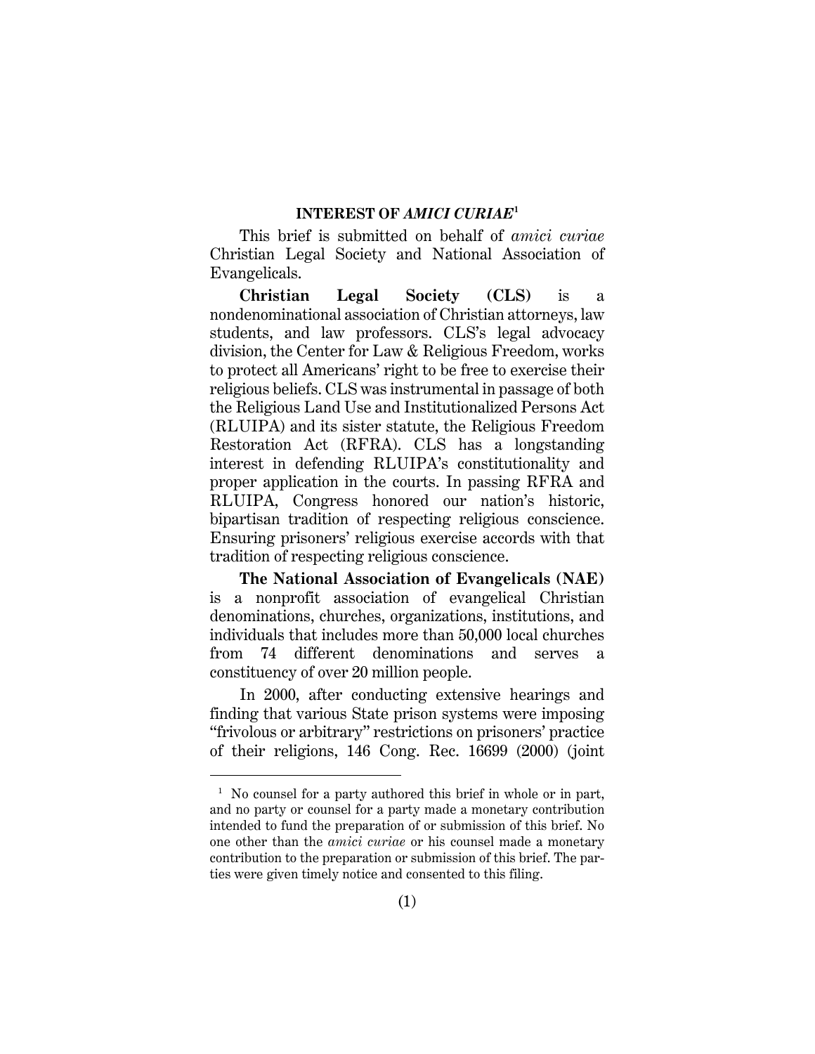## INTEREST OF *AMICI CURIAE*[1]

This brief is submitted on behalf of *amici curiae* Christian Legal Society and National Association of Evangelicals.

**Christian Legal Society (CLS)** is a nondenominational association of Christian attorneys, law students, and law professors. CLS's legal advocacy division, the Center for Law & Religious Freedom, works to protect all Americans' right to be free to exercise their religious beliefs. CLS was instrumental in passage of both the Religious Land Use and Institutionalized Persons Act (RLUIPA) and its sister statute, the Religious Freedom Restoration Act (RFRA). CLS has a longstanding interest in defending RLUIPA's constitutionality and proper application in the courts. In passing RFRA and RLUIPA, Congress honored our nation's historic, bipartisan tradition of respecting religious conscience. Ensuring prisoners' religious exercise accords with that tradition of respecting religious conscience.

**The National Association of Evangelicals (NAE)** is a nonprofit association of evangelical Christian denominations, churches, organizations, institutions, and individuals that includes more than 50,000 local churches from 74 different denominations and serves a constituency of over 20 million people.

In 2000, after conducting extensive hearings and finding that various State prison systems were imposing "frivolous or arbitrary" restrictions on prisoners' practice of their religions, 146 Cong. Rec. 16699 (2000) (joint

---

[1] No counsel for a party authored this brief in whole or in part, and no party or counsel for a party made a monetary contribution intended to fund the preparation of or submission of this brief. No one other than the *amici curiae* or his counsel made a monetary contribution to the preparation or submission of this brief. The parties were given timely notice and consented to this filing.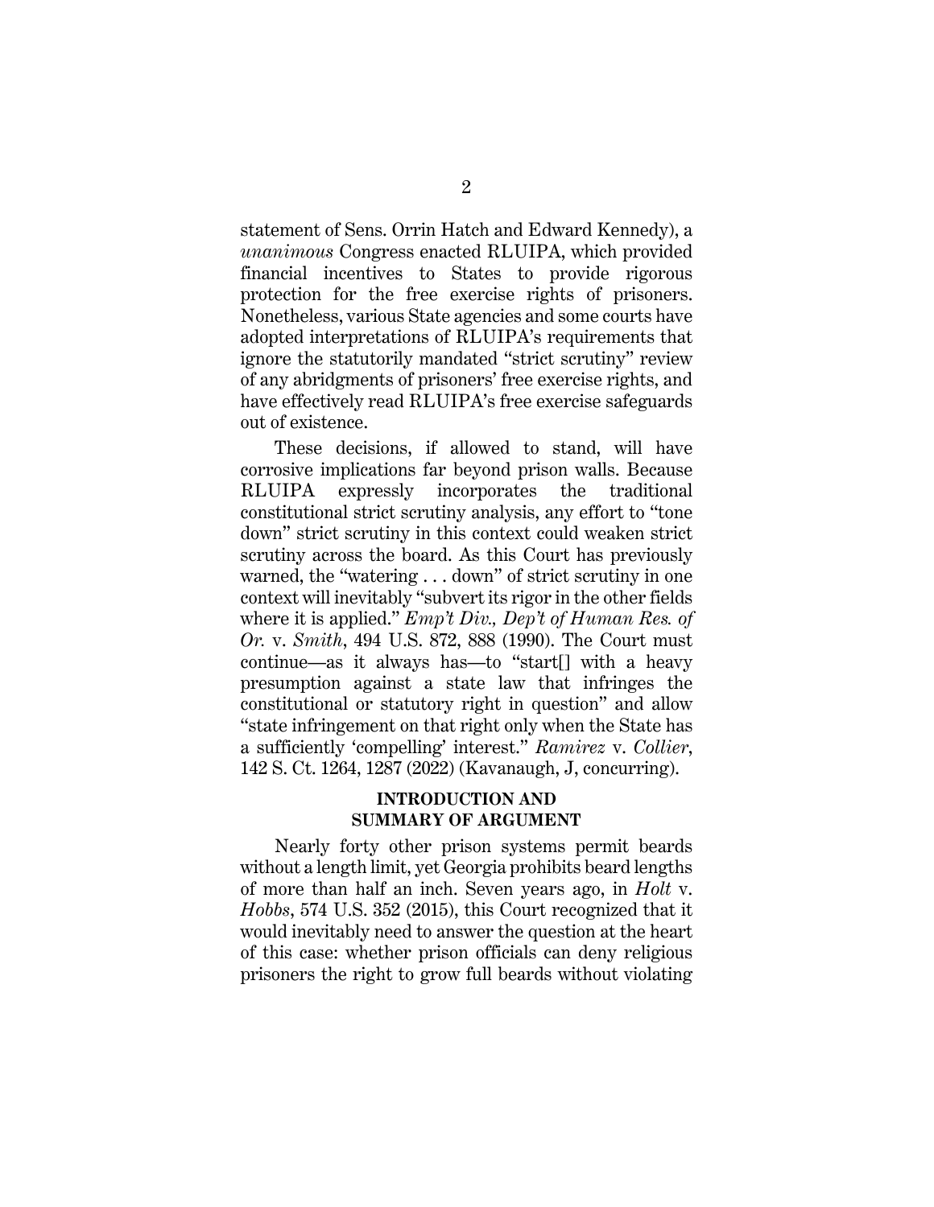statement of Sens. Orrin Hatch and Edward Kennedy), a *unanimous* Congress enacted RLUIPA, which provided financial incentives to States to provide rigorous protection for the free exercise rights of prisoners. Nonetheless, various State agencies and some courts have adopted interpretations of RLUIPA's requirements that ignore the statutorily mandated "strict scrutiny" review of any abridgments of prisoners' free exercise rights, and have effectively read RLUIPA's free exercise safeguards out of existence.

These decisions, if allowed to stand, will have corrosive implications far beyond prison walls. Because RLUIPA expressly incorporates the traditional constitutional strict scrutiny analysis, any effort to "tone down" strict scrutiny in this context could weaken strict scrutiny across the board. As this Court has previously warned, the "watering . . . down" of strict scrutiny in one context will inevitably "subvert its rigor in the other fields where it is applied." *Emp't Div., Dep't of Human Res. of Or.* v. *Smith*, 494 U.S. 872, 888 (1990). The Court must continue—as it always has—to "start[] with a heavy presumption against a state law that infringes the constitutional or statutory right in question" and allow "state infringement on that right only when the State has a sufficiently 'compelling' interest." *Ramirez* v. *Collier*, 142 S. Ct. 1264, 1287 (2022) (Kavanaugh, J, concurring).

## INTRODUCTION AND SUMMARY OF ARGUMENT

Nearly forty other prison systems permit beards without a length limit, yet Georgia prohibits beard lengths of more than half an inch. Seven years ago, in *Holt* v. *Hobbs*, 574 U.S. 352 (2015), this Court recognized that it would inevitably need to answer the question at the heart of this case: whether prison officials can deny religious prisoners the right to grow full beards without violating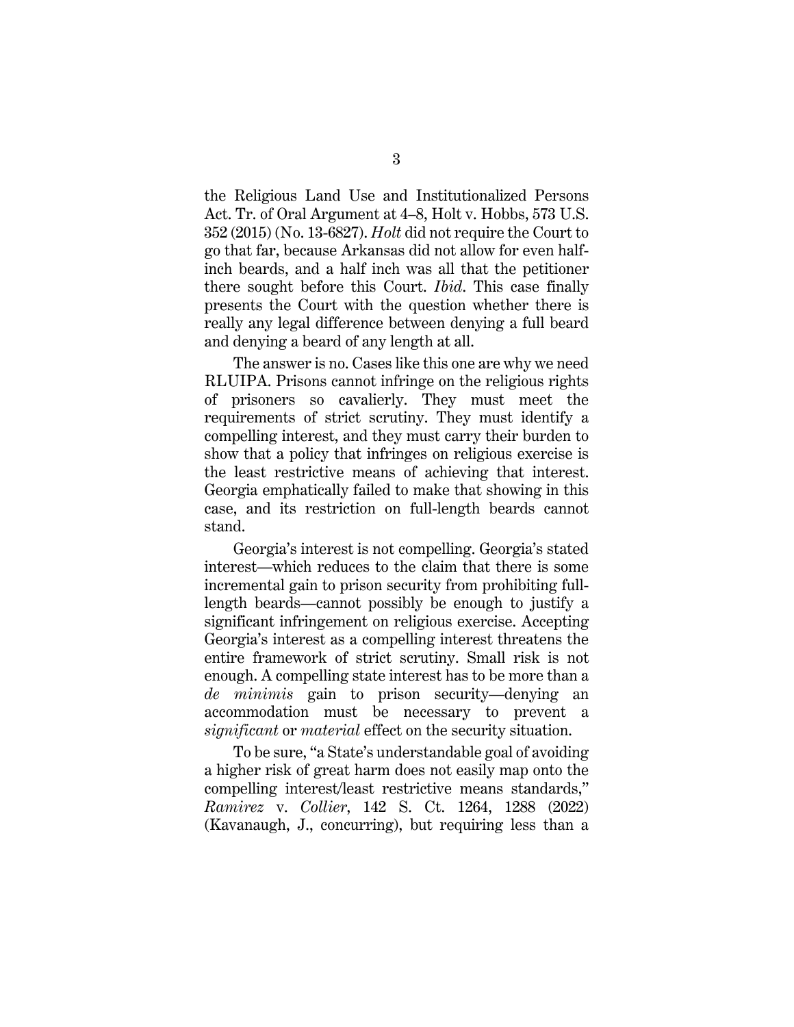the Religious Land Use and Institutionalized Persons Act. Tr. of Oral Argument at 4–8, Holt v. Hobbs, 573 U.S. 352 (2015) (No. 13-6827). *Holt* did not require the Court to go that far, because Arkansas did not allow for even half-inch beards, and a half inch was all that the petitioner there sought before this Court. *Ibid.* This case finally presents the Court with the question whether there is really any legal difference between denying a full beard and denying a beard of any length at all.

The answer is no. Cases like this one are why we need RLUIPA. Prisons cannot infringe on the religious rights of prisoners so cavalierly. They must meet the requirements of strict scrutiny. They must identify a compelling interest, and they must carry their burden to show that a policy that infringes on religious exercise is the least restrictive means of achieving that interest. Georgia emphatically failed to make that showing in this case, and its restriction on full-length beards cannot stand.

Georgia's interest is not compelling. Georgia's stated interest—which reduces to the claim that there is some incremental gain to prison security from prohibiting full-length beards—cannot possibly be enough to justify a significant infringement on religious exercise. Accepting Georgia's interest as a compelling interest threatens the entire framework of strict scrutiny. Small risk is not enough. A compelling state interest has to be more than a *de minimis* gain to prison security—denying an accommodation must be necessary to prevent a *significant* or *material* effect on the security situation.

To be sure, "a State's understandable goal of avoiding a higher risk of great harm does not easily map onto the compelling interest/least restrictive means standards," *Ramirez* v. *Collier*, 142 S. Ct. 1264, 1288 (2022) (Kavanaugh, J., concurring), but requiring less than a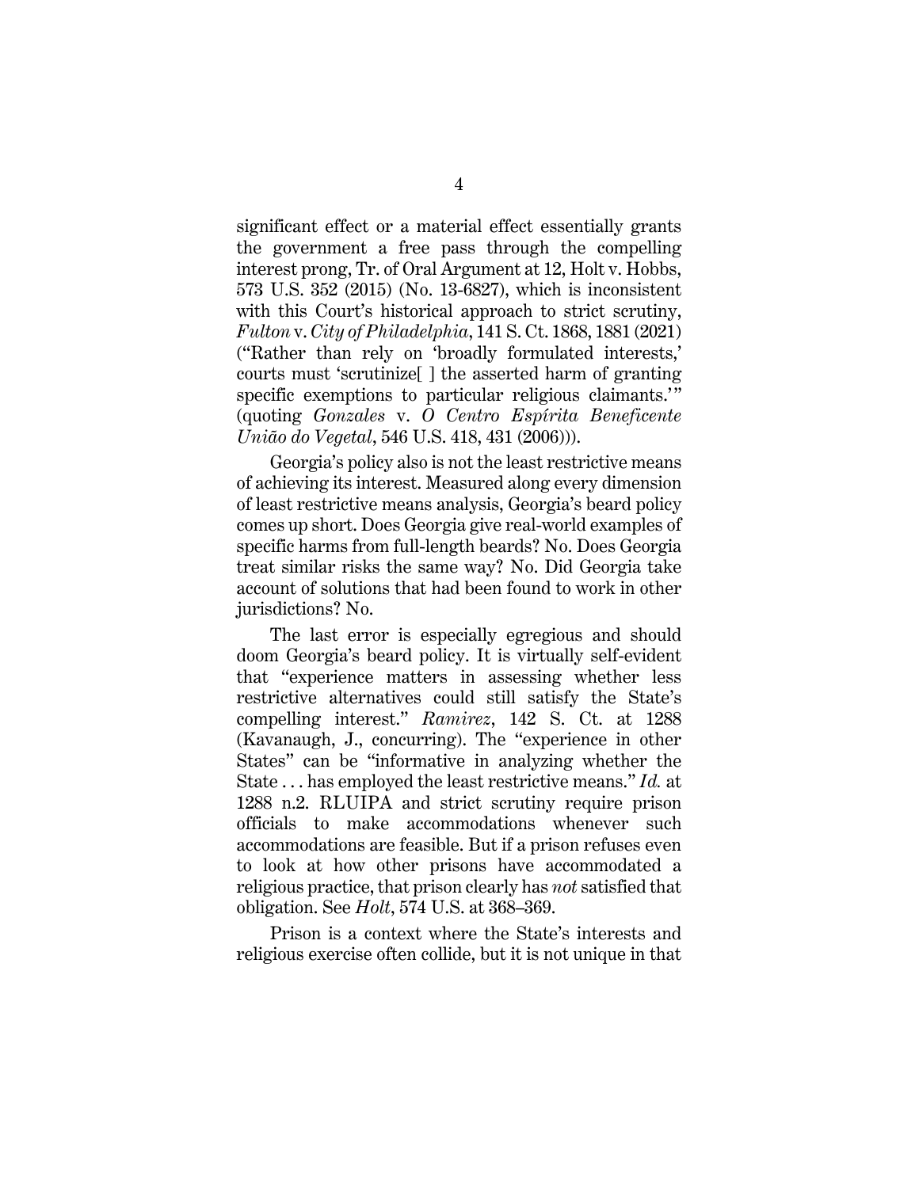significant effect or a material effect essentially grants the government a free pass through the compelling interest prong, Tr. of Oral Argument at 12, Holt v. Hobbs, 573 U.S. 352 (2015) (No. 13-6827), which is inconsistent with this Court's historical approach to strict scrutiny, *Fulton* v. *City of Philadelphia*, 141 S. Ct. 1868, 1881 (2021) ("Rather than rely on 'broadly formulated interests,' courts must 'scrutinize[ ] the asserted harm of granting specific exemptions to particular religious claimants.'" (quoting *Gonzales* v. *O Centro Espírita Beneficente União do Vegetal*, 546 U.S. 418, 431 (2006))).

Georgia's policy also is not the least restrictive means of achieving its interest. Measured along every dimension of least restrictive means analysis, Georgia's beard policy comes up short. Does Georgia give real-world examples of specific harms from full-length beards? No. Does Georgia treat similar risks the same way? No. Did Georgia take account of solutions that had been found to work in other jurisdictions? No.

The last error is especially egregious and should doom Georgia's beard policy. It is virtually self-evident that "experience matters in assessing whether less restrictive alternatives could still satisfy the State's compelling interest." *Ramirez*, 142 S. Ct. at 1288 (Kavanaugh, J., concurring). The "experience in other States" can be "informative in analyzing whether the State . . . has employed the least restrictive means." *Id.* at 1288 n.2. RLUIPA and strict scrutiny require prison officials to make accommodations whenever such accommodations are feasible. But if a prison refuses even to look at how other prisons have accommodated a religious practice, that prison clearly has *not* satisfied that obligation. See *Holt*, 574 U.S. at 368–369.

Prison is a context where the State's interests and religious exercise often collide, but it is not unique in that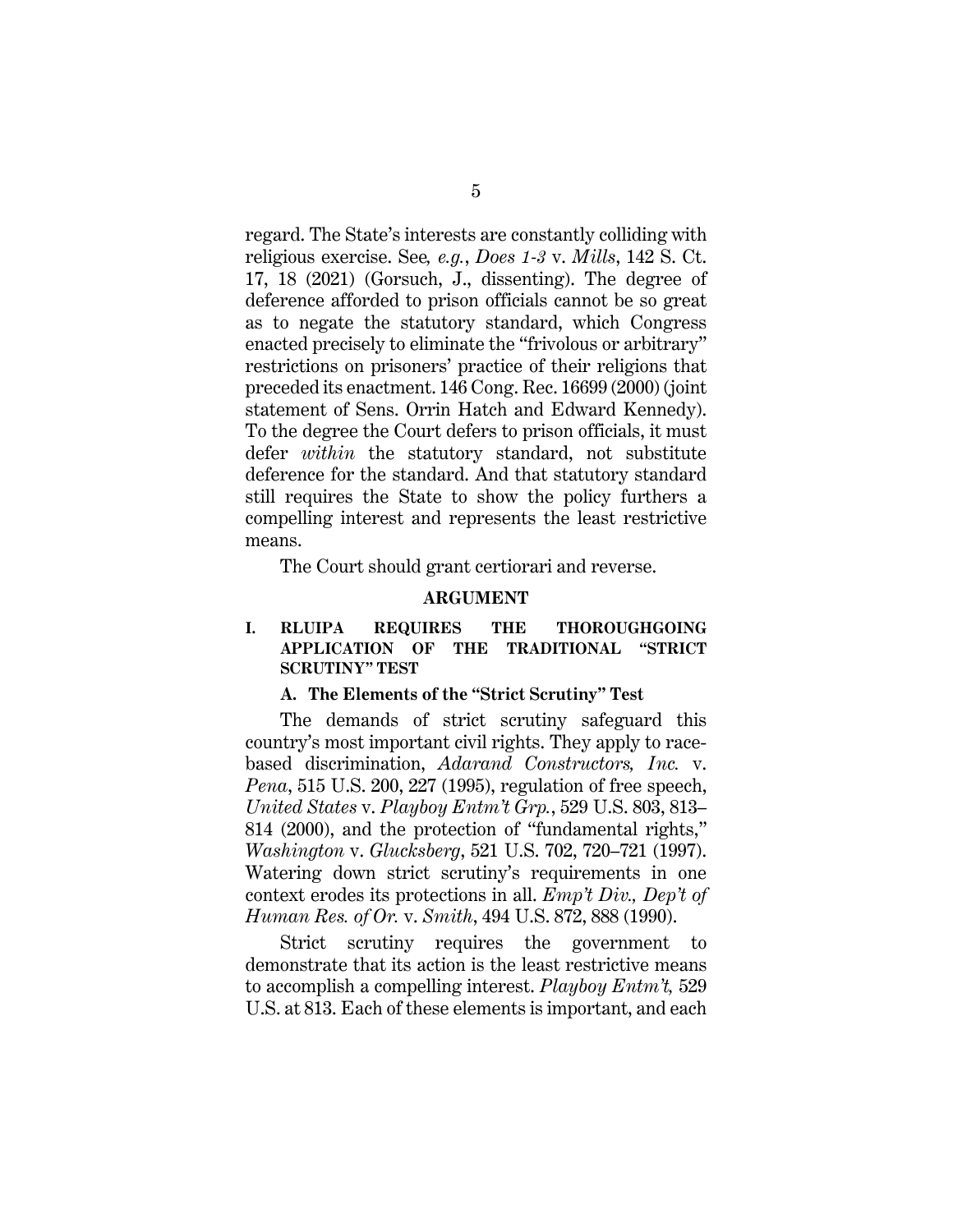regard. The State's interests are constantly colliding with religious exercise. See, *e.g.*, *Does 1-3* v. *Mills*, 142 S. Ct. 17, 18 (2021) (Gorsuch, J., dissenting). The degree of deference afforded to prison officials cannot be so great as to negate the statutory standard, which Congress enacted precisely to eliminate the "frivolous or arbitrary" restrictions on prisoners' practice of their religions that preceded its enactment. 146 Cong. Rec. 16699 (2000) (joint statement of Sens. Orrin Hatch and Edward Kennedy). To the degree the Court defers to prison officials, it must defer *within* the statutory standard, not substitute deference for the standard. And that statutory standard still requires the State to show the policy furthers a compelling interest and represents the least restrictive means.

The Court should grant certiorari and reverse.

## ARGUMENT

### I. RLUIPA REQUIRES THE THOROUGHGOING APPLICATION OF THE TRADITIONAL "STRICT SCRUTINY" TEST

#### A. The Elements of the "Strict Scrutiny" Test

The demands of strict scrutiny safeguard this country's most important civil rights. They apply to race-based discrimination, *Adarand Constructors, Inc.* v. *Pena*, 515 U.S. 200, 227 (1995), regulation of free speech, *United States* v. *Playboy Entm't Grp.*, 529 U.S. 803, 813–814 (2000), and the protection of "fundamental rights," *Washington* v. *Glucksberg*, 521 U.S. 702, 720–721 (1997). Watering down strict scrutiny's requirements in one context erodes its protections in all. *Emp't Div., Dep't of Human Res. of Or.* v. *Smith*, 494 U.S. 872, 888 (1990).

Strict scrutiny requires the government to demonstrate that its action is the least restrictive means to accomplish a compelling interest. *Playboy Entm't,* 529 U.S. at 813. Each of these elements is important, and each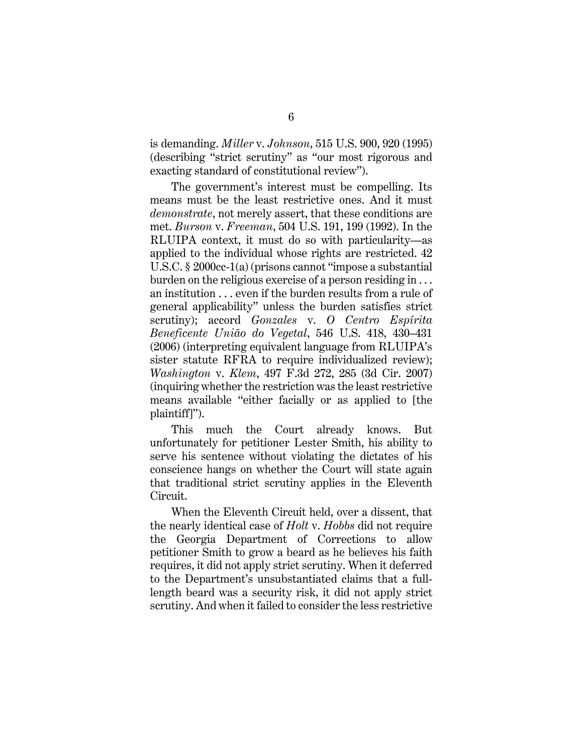is demanding. *Miller* v. *Johnson*, 515 U.S. 900, 920 (1995) (describing "strict scrutiny" as "our most rigorous and exacting standard of constitutional review").

The government's interest must be compelling. Its means must be the least restrictive ones. And it must *demonstrate*, not merely assert, that these conditions are met. *Burson* v. *Freeman*, 504 U.S. 191, 199 (1992). In the RLUIPA context, it must do so with particularity—as applied to the individual whose rights are restricted. 42 U.S.C. § 2000cc-1(a) (prisons cannot "impose a substantial burden on the religious exercise of a person residing in . . . an institution . . . even if the burden results from a rule of general applicability" unless the burden satisfies strict scrutiny); accord *Gonzales* v. *O Centro Espírita Beneficente União do Vegetal*, 546 U.S. 418, 430–431 (2006) (interpreting equivalent language from RLUIPA's sister statute RFRA to require individualized review); *Washington* v. *Klem*, 497 F.3d 272, 285 (3d Cir. 2007) (inquiring whether the restriction was the least restrictive means available "either facially or as applied to [the plaintiff]").

This much the Court already knows. But unfortunately for petitioner Lester Smith, his ability to serve his sentence without violating the dictates of his conscience hangs on whether the Court will state again that traditional strict scrutiny applies in the Eleventh Circuit.

When the Eleventh Circuit held, over a dissent, that the nearly identical case of *Holt* v. *Hobbs* did not require the Georgia Department of Corrections to allow petitioner Smith to grow a beard as he believes his faith requires, it did not apply strict scrutiny. When it deferred to the Department's unsubstantiated claims that a full-length beard was a security risk, it did not apply strict scrutiny. And when it failed to consider the less restrictive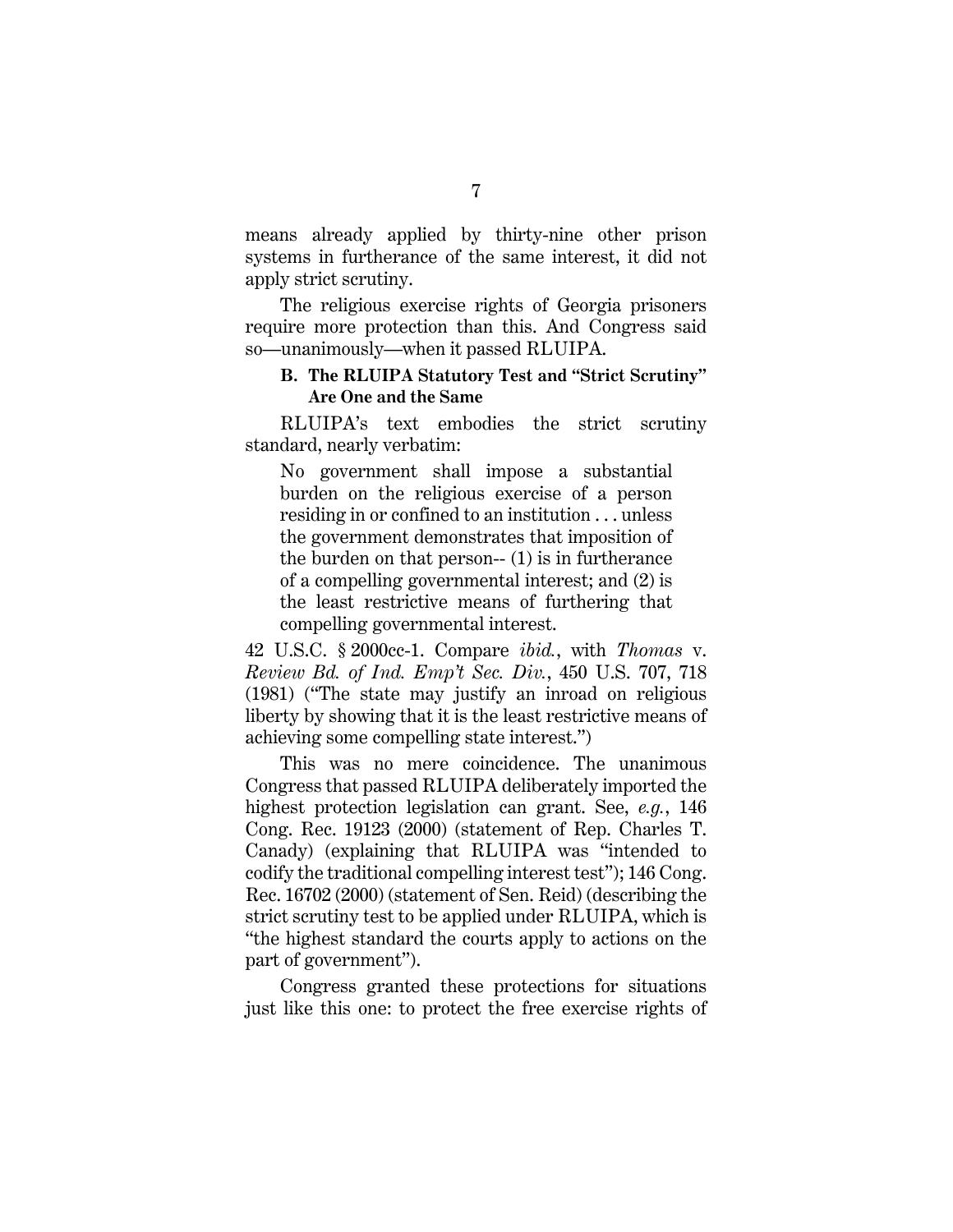means already applied by thirty-nine other prison systems in furtherance of the same interest, it did not apply strict scrutiny.

The religious exercise rights of Georgia prisoners require more protection than this. And Congress said so—unanimously—when it passed RLUIPA.

### B. The RLUIPA Statutory Test and "Strict Scrutiny" Are One and the Same

RLUIPA's text embodies the strict scrutiny standard, nearly verbatim:

> No government shall impose a substantial burden on the religious exercise of a person residing in or confined to an institution . . . unless the government demonstrates that imposition of the burden on that person-- (1) is in furtherance of a compelling governmental interest; and (2) is the least restrictive means of furthering that compelling governmental interest.

42 U.S.C. § 2000cc-1. Compare *ibid.*, with *Thomas* v. *Review Bd. of Ind. Emp't Sec. Div.*, 450 U.S. 707, 718 (1981) ("The state may justify an inroad on religious liberty by showing that it is the least restrictive means of achieving some compelling state interest.")

This was no mere coincidence. The unanimous Congress that passed RLUIPA deliberately imported the highest protection legislation can grant. See, *e.g.*, 146 Cong. Rec. 19123 (2000) (statement of Rep. Charles T. Canady) (explaining that RLUIPA was "intended to codify the traditional compelling interest test"); 146 Cong. Rec. 16702 (2000) (statement of Sen. Reid) (describing the strict scrutiny test to be applied under RLUIPA, which is "the highest standard the courts apply to actions on the part of government").

Congress granted these protections for situations just like this one: to protect the free exercise rights of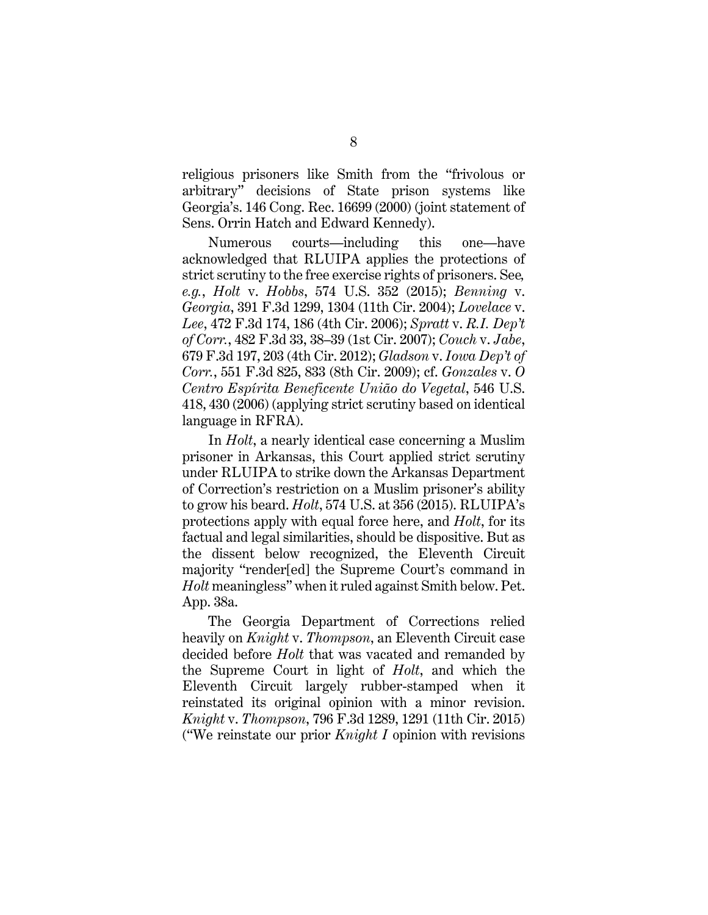religious prisoners like Smith from the "frivolous or arbitrary" decisions of State prison systems like Georgia's. 146 Cong. Rec. 16699 (2000) (joint statement of Sens. Orrin Hatch and Edward Kennedy).

Numerous courts—including this one—have acknowledged that RLUIPA applies the protections of strict scrutiny to the free exercise rights of prisoners. See, *e.g.*, *Holt* v. *Hobbs*, 574 U.S. 352 (2015); *Benning* v. *Georgia*, 391 F.3d 1299, 1304 (11th Cir. 2004); *Lovelace* v. *Lee*, 472 F.3d 174, 186 (4th Cir. 2006); *Spratt* v. *R.I. Dep't of Corr.*, 482 F.3d 33, 38–39 (1st Cir. 2007); *Couch* v. *Jabe*, 679 F.3d 197, 203 (4th Cir. 2012); *Gladson* v. *Iowa Dep't of Corr.*, 551 F.3d 825, 833 (8th Cir. 2009); cf. *Gonzales* v. *O Centro Espírita Beneficente União do Vegetal*, 546 U.S. 418, 430 (2006) (applying strict scrutiny based on identical language in RFRA).

In *Holt*, a nearly identical case concerning a Muslim prisoner in Arkansas, this Court applied strict scrutiny under RLUIPA to strike down the Arkansas Department of Correction's restriction on a Muslim prisoner's ability to grow his beard. *Holt*, 574 U.S. at 356 (2015). RLUIPA's protections apply with equal force here, and *Holt*, for its factual and legal similarities, should be dispositive. But as the dissent below recognized, the Eleventh Circuit majority "render[ed] the Supreme Court's command in *Holt* meaningless" when it ruled against Smith below. Pet. App. 38a.

The Georgia Department of Corrections relied heavily on *Knight* v. *Thompson*, an Eleventh Circuit case decided before *Holt* that was vacated and remanded by the Supreme Court in light of *Holt*, and which the Eleventh Circuit largely rubber-stamped when it reinstated its original opinion with a minor revision. *Knight* v. *Thompson*, 796 F.3d 1289, 1291 (11th Cir. 2015) ("We reinstate our prior *Knight I* opinion with revisions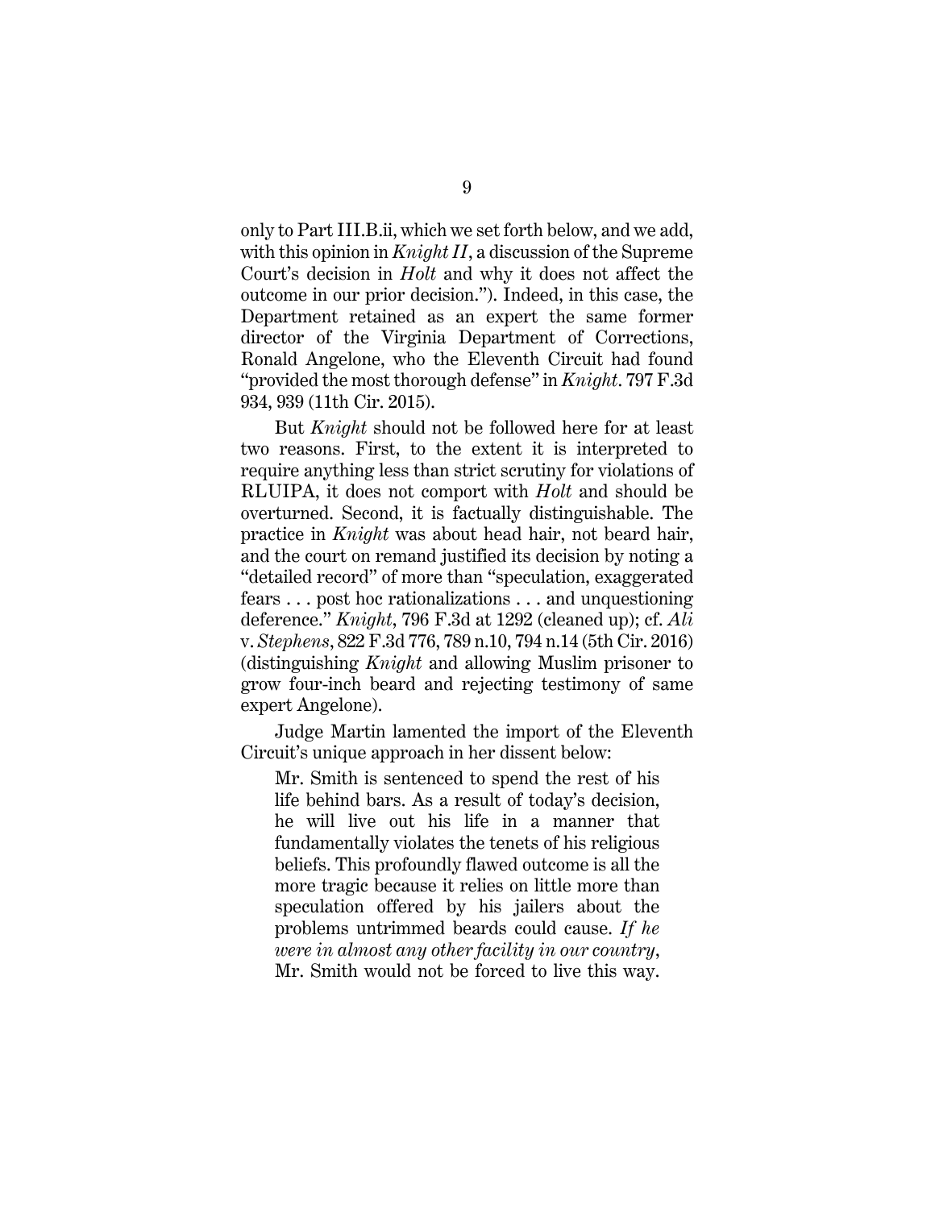only to Part III.B.ii, which we set forth below, and we add, with this opinion in *Knight II*, a discussion of the Supreme Court's decision in *Holt* and why it does not affect the outcome in our prior decision."). Indeed, in this case, the Department retained as an expert the same former director of the Virginia Department of Corrections, Ronald Angelone, who the Eleventh Circuit had found "provided the most thorough defense" in *Knight*. 797 F.3d 934, 939 (11th Cir. 2015).

But *Knight* should not be followed here for at least two reasons. First, to the extent it is interpreted to require anything less than strict scrutiny for violations of RLUIPA, it does not comport with *Holt* and should be overturned. Second, it is factually distinguishable. The practice in *Knight* was about head hair, not beard hair, and the court on remand justified its decision by noting a "detailed record" of more than "speculation, exaggerated fears . . . post hoc rationalizations . . . and unquestioning deference." *Knight*, 796 F.3d at 1292 (cleaned up); cf. *Ali* v. *Stephens*, 822 F.3d 776, 789 n.10, 794 n.14 (5th Cir. 2016) (distinguishing *Knight* and allowing Muslim prisoner to grow four-inch beard and rejecting testimony of same expert Angelone).

Judge Martin lamented the import of the Eleventh Circuit's unique approach in her dissent below:

> Mr. Smith is sentenced to spend the rest of his life behind bars. As a result of today's decision, he will live out his life in a manner that fundamentally violates the tenets of his religious beliefs. This profoundly flawed outcome is all the more tragic because it relies on little more than speculation offered by his jailers about the problems untrimmed beards could cause. *If he were in almost any other facility in our country*, Mr. Smith would not be forced to live this way.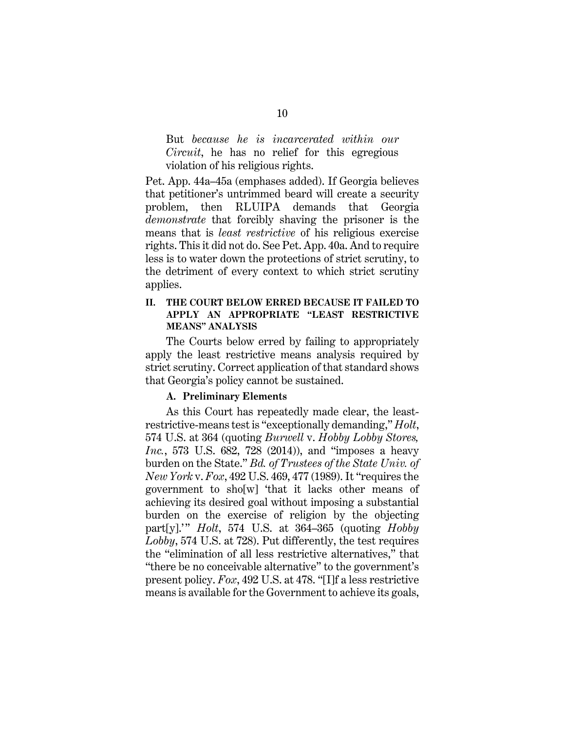> But *because he is incarcerated within our Circuit*, he has no relief for this egregious violation of his religious rights.

Pet. App. 44a–45a (emphases added). If Georgia believes that petitioner's untrimmed beard will create a security problem, then RLUIPA demands that Georgia *demonstrate* that forcibly shaving the prisoner is the means that is *least restrictive* of his religious exercise rights. This it did not do. See Pet. App. 40a. And to require less is to water down the protections of strict scrutiny, to the detriment of every context to which strict scrutiny applies.

## II. THE COURT BELOW ERRED BECAUSE IT FAILED TO APPLY AN APPROPRIATE "LEAST RESTRICTIVE MEANS" ANALYSIS

The Courts below erred by failing to appropriately apply the least restrictive means analysis required by strict scrutiny. Correct application of that standard shows that Georgia's policy cannot be sustained.

### A. Preliminary Elements

As this Court has repeatedly made clear, the least-restrictive-means test is "exceptionally demanding," *Holt*, 574 U.S. at 364 (quoting *Burwell* v. *Hobby Lobby Stores, Inc.*, 573 U.S. 682, 728 (2014)), and "imposes a heavy burden on the State." *Bd. of Trustees of the State Univ. of New York* v. *Fox*, 492 U.S. 469, 477 (1989). It "requires the government to sho[w] 'that it lacks other means of achieving its desired goal without imposing a substantial burden on the exercise of religion by the objecting part[y].'" *Holt*, 574 U.S. at 364–365 (quoting *Hobby Lobby*, 574 U.S. at 728). Put differently, the test requires the "elimination of all less restrictive alternatives," that "there be no conceivable alternative" to the government's present policy. *Fox*, 492 U.S. at 478. "[I]f a less restrictive means is available for the Government to achieve its goals,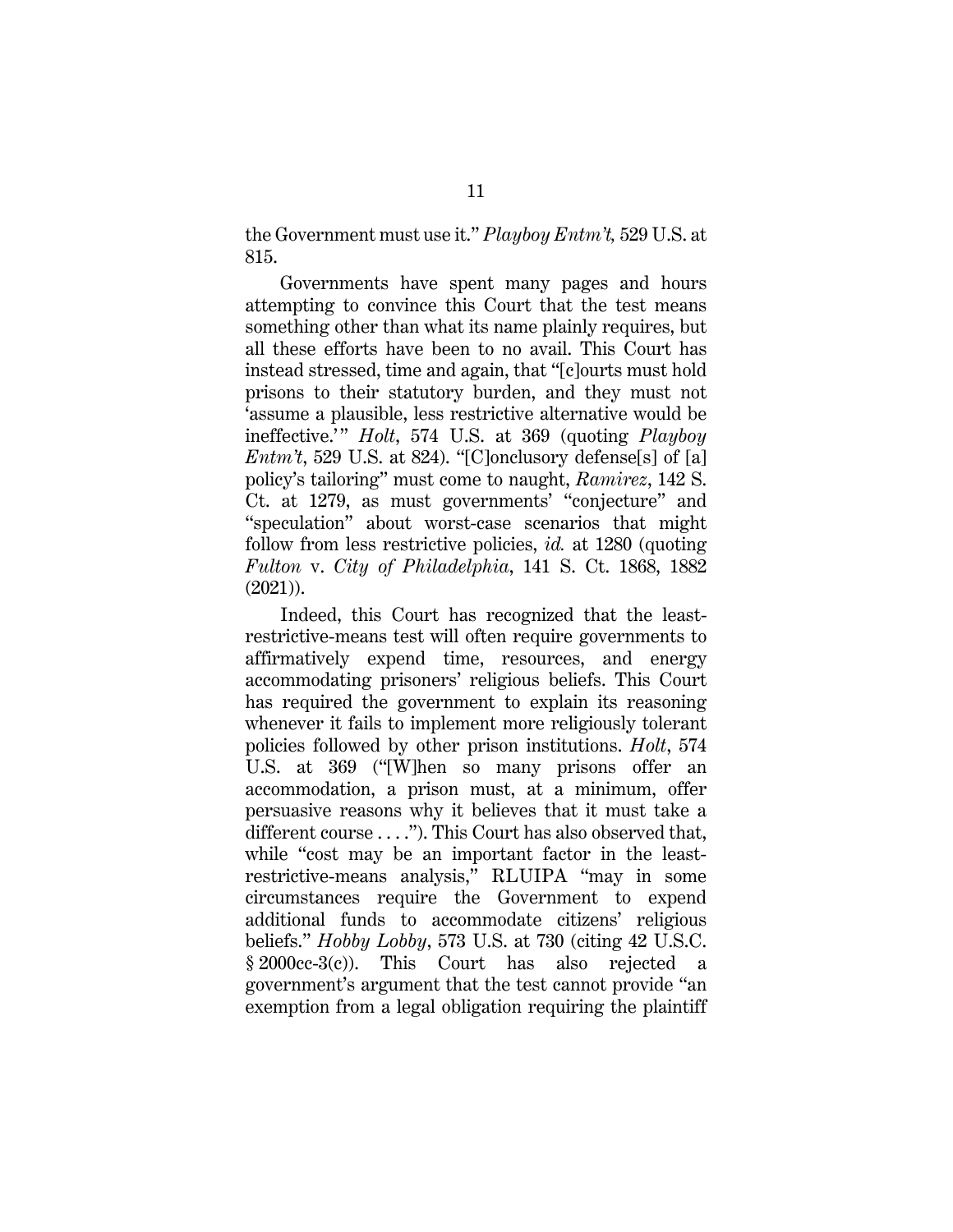the Government must use it." *Playboy Entm't*, 529 U.S. at 815.

Governments have spent many pages and hours attempting to convince this Court that the test means something other than what its name plainly requires, but all these efforts have been to no avail. This Court has instead stressed, time and again, that "[c]ourts must hold prisons to their statutory burden, and they must not 'assume a plausible, less restrictive alternative would be ineffective.'" *Holt*, 574 U.S. at 369 (quoting *Playboy Entm't*, 529 U.S. at 824). "[C]onclusory defense[s] of [a] policy's tailoring" must come to naught, *Ramirez*, 142 S. Ct. at 1279, as must governments' "conjecture" and "speculation" about worst-case scenarios that might follow from less restrictive policies, *id.* at 1280 (quoting *Fulton* v. *City of Philadelphia*, 141 S. Ct. 1868, 1882 (2021)).

Indeed, this Court has recognized that the least-restrictive-means test will often require governments to affirmatively expend time, resources, and energy accommodating prisoners' religious beliefs. This Court has required the government to explain its reasoning whenever it fails to implement more religiously tolerant policies followed by other prison institutions. *Holt*, 574 U.S. at 369 ("[W]hen so many prisons offer an accommodation, a prison must, at a minimum, offer persuasive reasons why it believes that it must take a different course . . . ."). This Court has also observed that, while "cost may be an important factor in the least-restrictive-means analysis," RLUIPA "may in some circumstances require the Government to expend additional funds to accommodate citizens' religious beliefs." *Hobby Lobby*, 573 U.S. at 730 (citing 42 U.S.C. § 2000cc-3(c)). This Court has also rejected a government's argument that the test cannot provide "an exemption from a legal obligation requiring the plaintiff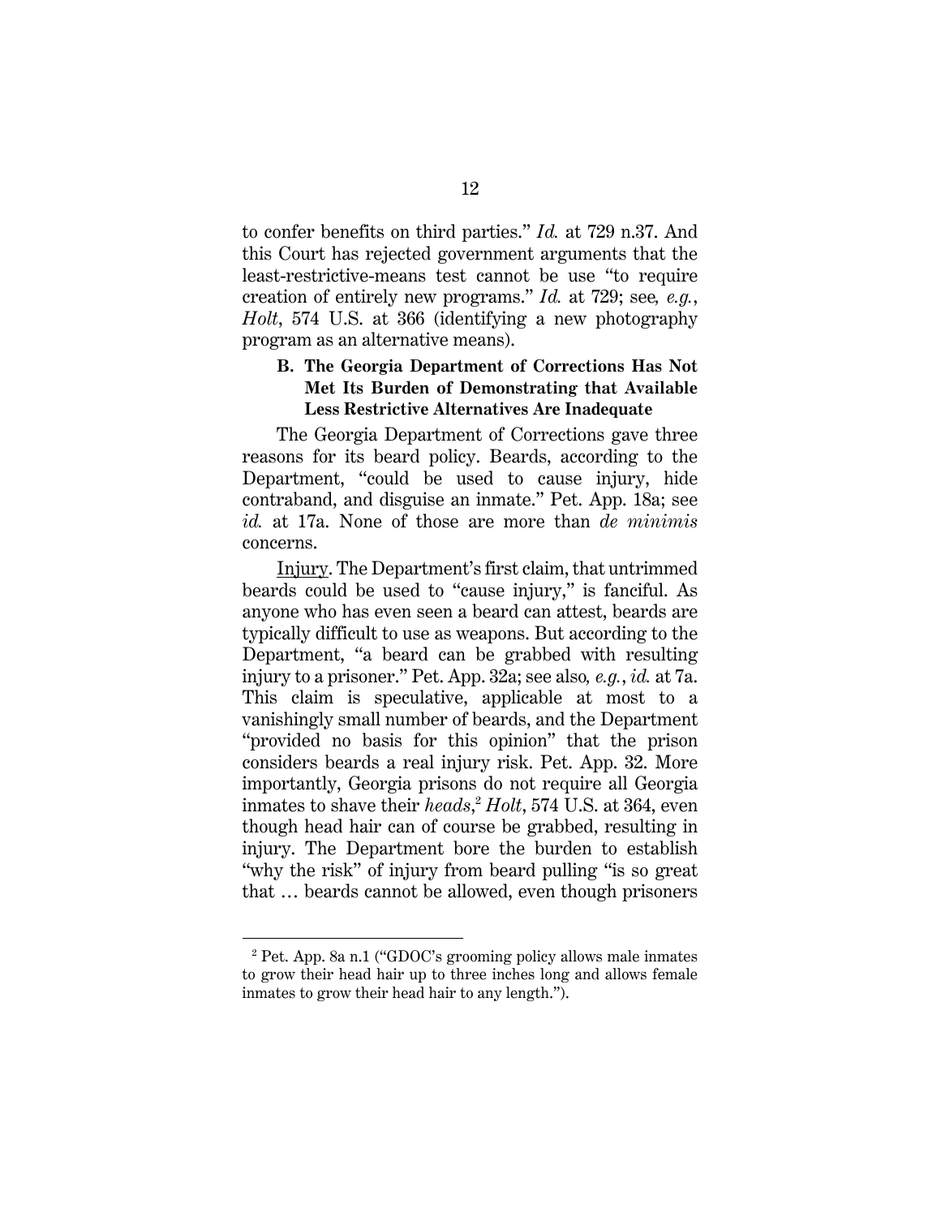to confer benefits on third parties." *Id.* at 729 n.37. And this Court has rejected government arguments that the least-restrictive-means test cannot be use "to require creation of entirely new programs." *Id.* at 729; see*, e.g.*, *Holt*, 574 U.S. at 366 (identifying a new photography program as an alternative means).

### B. The Georgia Department of Corrections Has Not Met Its Burden of Demonstrating that Available Less Restrictive Alternatives Are Inadequate

The Georgia Department of Corrections gave three reasons for its beard policy. Beards, according to the Department, "could be used to cause injury, hide contraband, and disguise an inmate." Pet. App. 18a; see *id.* at 17a. None of those are more than *de minimis* concerns.

Injury. The Department's first claim, that untrimmed beards could be used to "cause injury," is fanciful. As anyone who has even seen a beard can attest, beards are typically difficult to use as weapons. But according to the Department, "a beard can be grabbed with resulting injury to a prisoner." Pet. App. 32a; see also*, e.g.*, *id.* at 7a. This claim is speculative, applicable at most to a vanishingly small number of beards, and the Department "provided no basis for this opinion" that the prison considers beards a real injury risk. Pet. App. 32. More importantly, Georgia prisons do not require all Georgia inmates to shave their *heads*,[2] *Holt*, 574 U.S. at 364, even though head hair can of course be grabbed, resulting in injury. The Department bore the burden to establish "why the risk" of injury from beard pulling "is so great that … beards cannot be allowed, even though prisoners

[2] Pet. App. 8a n.1 ("GDOC's grooming policy allows male inmates to grow their head hair up to three inches long and allows female inmates to grow their head hair to any length.").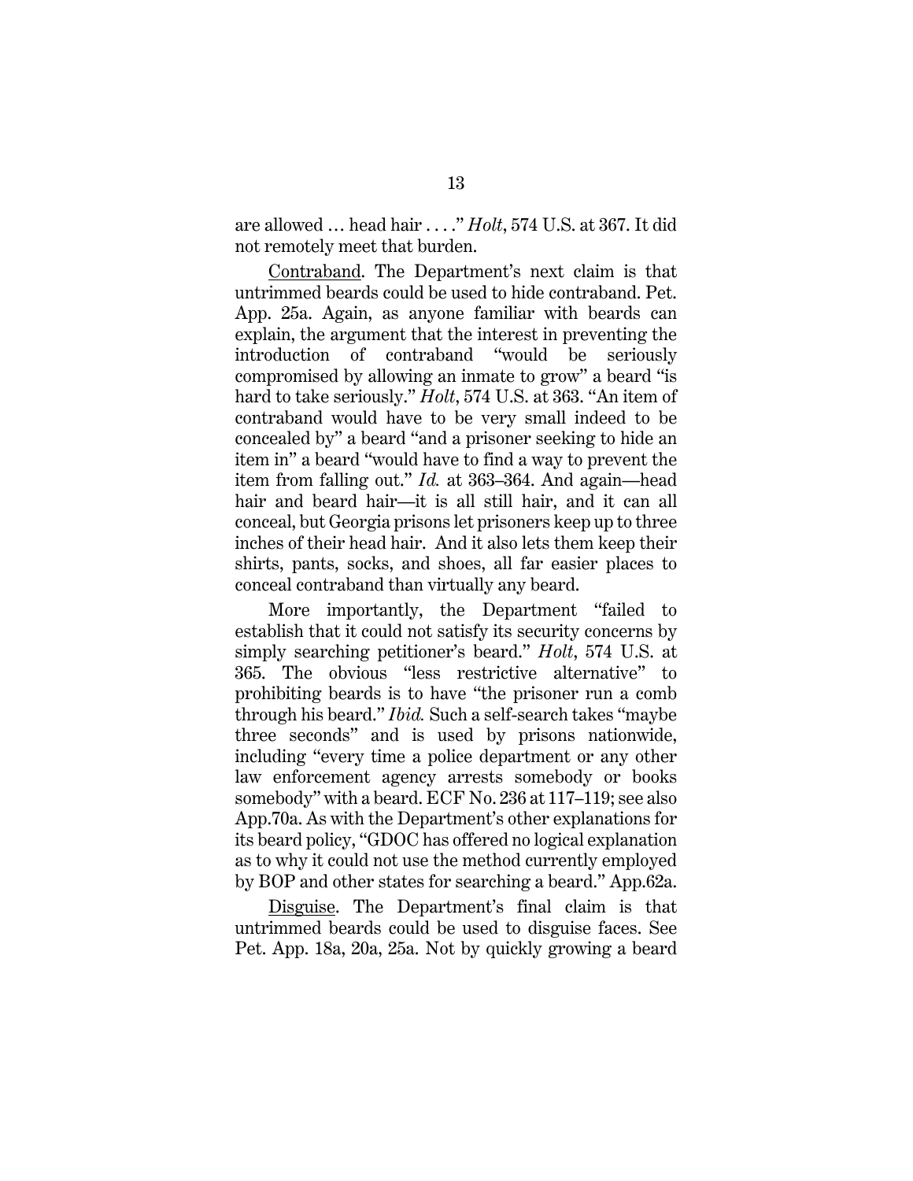are allowed … head hair . . . ." *Holt*, 574 U.S. at 367. It did not remotely meet that burden.

Contraband. The Department's next claim is that untrimmed beards could be used to hide contraband. Pet. App. 25a. Again, as anyone familiar with beards can explain, the argument that the interest in preventing the introduction of contraband "would be seriously compromised by allowing an inmate to grow" a beard "is hard to take seriously." *Holt*, 574 U.S. at 363. "An item of contraband would have to be very small indeed to be concealed by" a beard "and a prisoner seeking to hide an item in" a beard "would have to find a way to prevent the item from falling out." *Id.* at 363–364. And again—head hair and beard hair—it is all still hair, and it can all conceal, but Georgia prisons let prisoners keep up to three inches of their head hair. And it also lets them keep their shirts, pants, socks, and shoes, all far easier places to conceal contraband than virtually any beard.

More importantly, the Department "failed to establish that it could not satisfy its security concerns by simply searching petitioner's beard." *Holt*, 574 U.S. at 365. The obvious "less restrictive alternative" to prohibiting beards is to have "the prisoner run a comb through his beard." *Ibid.* Such a self-search takes "maybe three seconds" and is used by prisons nationwide, including "every time a police department or any other law enforcement agency arrests somebody or books somebody" with a beard. ECF No. 236 at 117–119; see also App.70a. As with the Department's other explanations for its beard policy, "GDOC has offered no logical explanation as to why it could not use the method currently employed by BOP and other states for searching a beard." App.62a.

Disguise. The Department's final claim is that untrimmed beards could be used to disguise faces. See Pet. App. 18a, 20a, 25a. Not by quickly growing a beard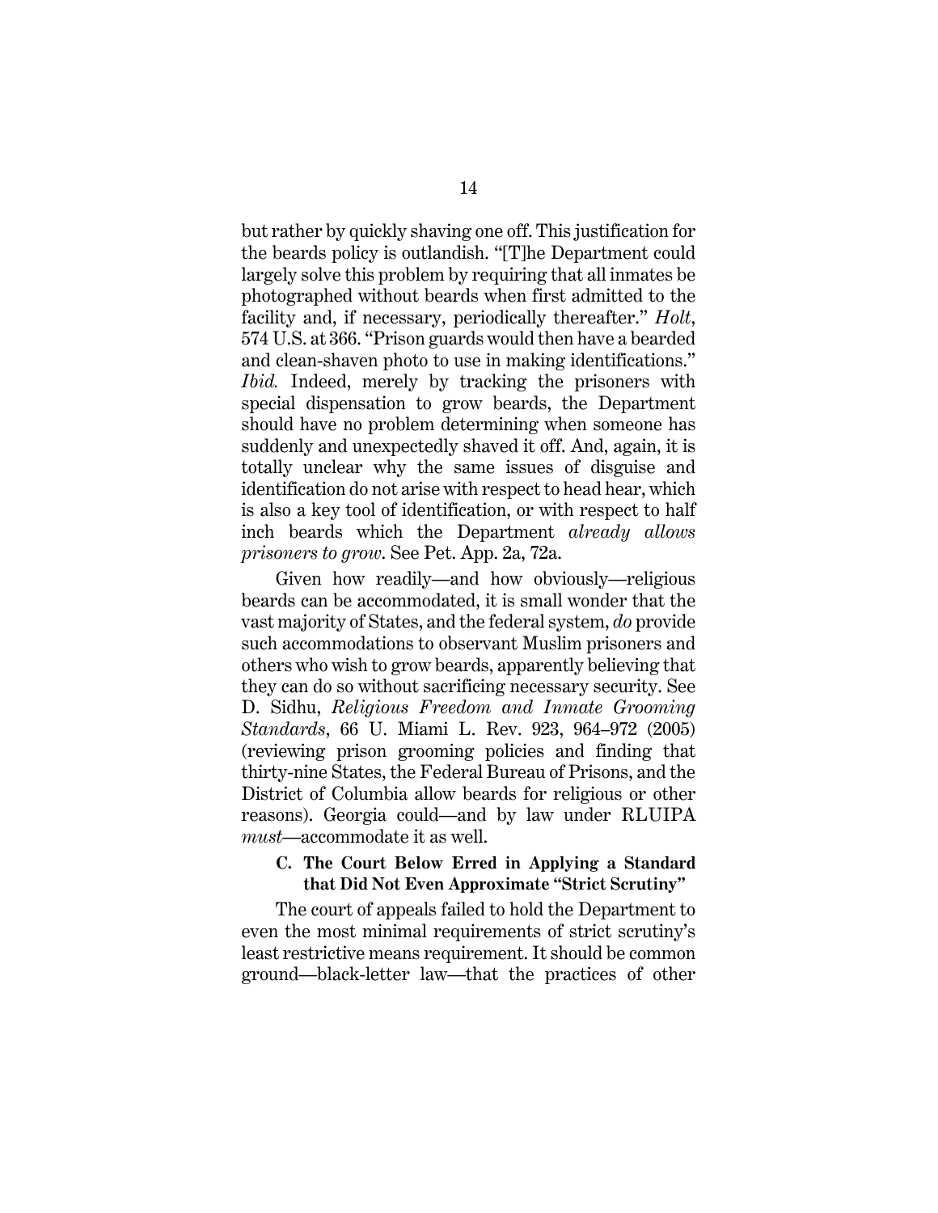but rather by quickly shaving one off. This justification for the beards policy is outlandish. "[T]he Department could largely solve this problem by requiring that all inmates be photographed without beards when first admitted to the facility and, if necessary, periodically thereafter." *Holt*, 574 U.S. at 366. "Prison guards would then have a bearded and clean-shaven photo to use in making identifications." *Ibid.* Indeed, merely by tracking the prisoners with special dispensation to grow beards, the Department should have no problem determining when someone has suddenly and unexpectedly shaved it off. And, again, it is totally unclear why the same issues of disguise and identification do not arise with respect to head hear, which is also a key tool of identification, or with respect to half inch beards which the Department *already allows prisoners to grow*. See Pet. App. 2a, 72a.

Given how readily—and how obviously—religious beards can be accommodated, it is small wonder that the vast majority of States, and the federal system, *do* provide such accommodations to observant Muslim prisoners and others who wish to grow beards, apparently believing that they can do so without sacrificing necessary security. See D. Sidhu, *Religious Freedom and Inmate Grooming Standards*, 66 U. Miami L. Rev. 923, 964–972 (2005) (reviewing prison grooming policies and finding that thirty-nine States, the Federal Bureau of Prisons, and the District of Columbia allow beards for religious or other reasons). Georgia could—and by law under RLUIPA *must*—accommodate it as well.

### C. The Court Below Erred in Applying a Standard that Did Not Even Approximate "Strict Scrutiny"

The court of appeals failed to hold the Department to even the most minimal requirements of strict scrutiny's least restrictive means requirement. It should be common ground—black-letter law—that the practices of other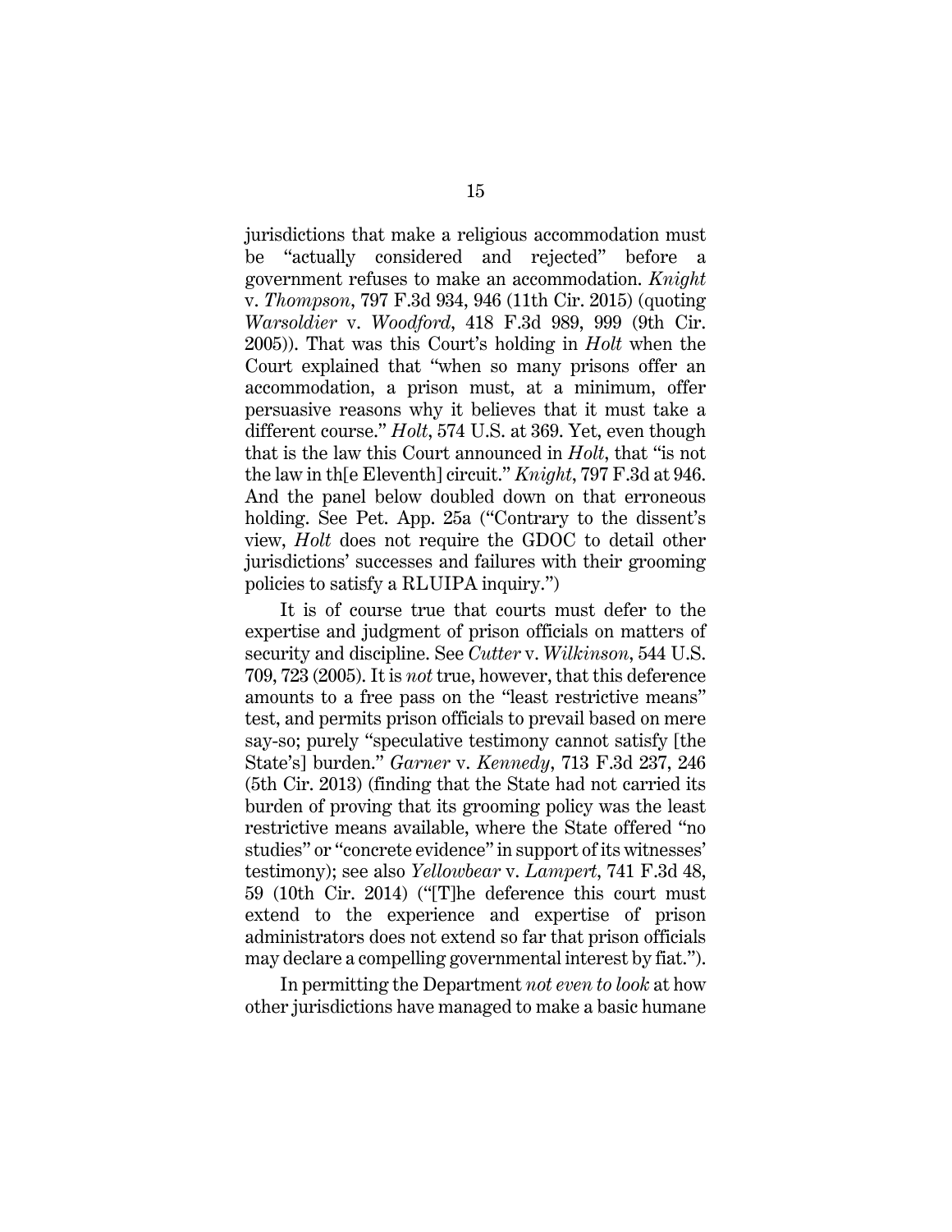jurisdictions that make a religious accommodation must be "actually considered and rejected" before a government refuses to make an accommodation. *Knight* v. *Thompson*, 797 F.3d 934, 946 (11th Cir. 2015) (quoting *Warsoldier* v. *Woodford*, 418 F.3d 989, 999 (9th Cir. 2005)). That was this Court's holding in *Holt* when the Court explained that "when so many prisons offer an accommodation, a prison must, at a minimum, offer persuasive reasons why it believes that it must take a different course." *Holt*, 574 U.S. at 369. Yet, even though that is the law this Court announced in *Holt*, that "is not the law in th[e Eleventh] circuit." *Knight*, 797 F.3d at 946. And the panel below doubled down on that erroneous holding. See Pet. App. 25a ("Contrary to the dissent's view, *Holt* does not require the GDOC to detail other jurisdictions' successes and failures with their grooming policies to satisfy a RLUIPA inquiry.")

It is of course true that courts must defer to the expertise and judgment of prison officials on matters of security and discipline. See *Cutter* v. *Wilkinson*, 544 U.S. 709, 723 (2005). It is *not* true, however, that this deference amounts to a free pass on the "least restrictive means" test, and permits prison officials to prevail based on mere say-so; purely "speculative testimony cannot satisfy [the State's] burden." *Garner* v. *Kennedy*, 713 F.3d 237, 246 (5th Cir. 2013) (finding that the State had not carried its burden of proving that its grooming policy was the least restrictive means available, where the State offered "no studies" or "concrete evidence" in support of its witnesses' testimony); see also *Yellowbear* v. *Lampert*, 741 F.3d 48, 59 (10th Cir. 2014) ("[T]he deference this court must extend to the experience and expertise of prison administrators does not extend so far that prison officials may declare a compelling governmental interest by fiat.").

In permitting the Department *not even to look* at how other jurisdictions have managed to make a basic humane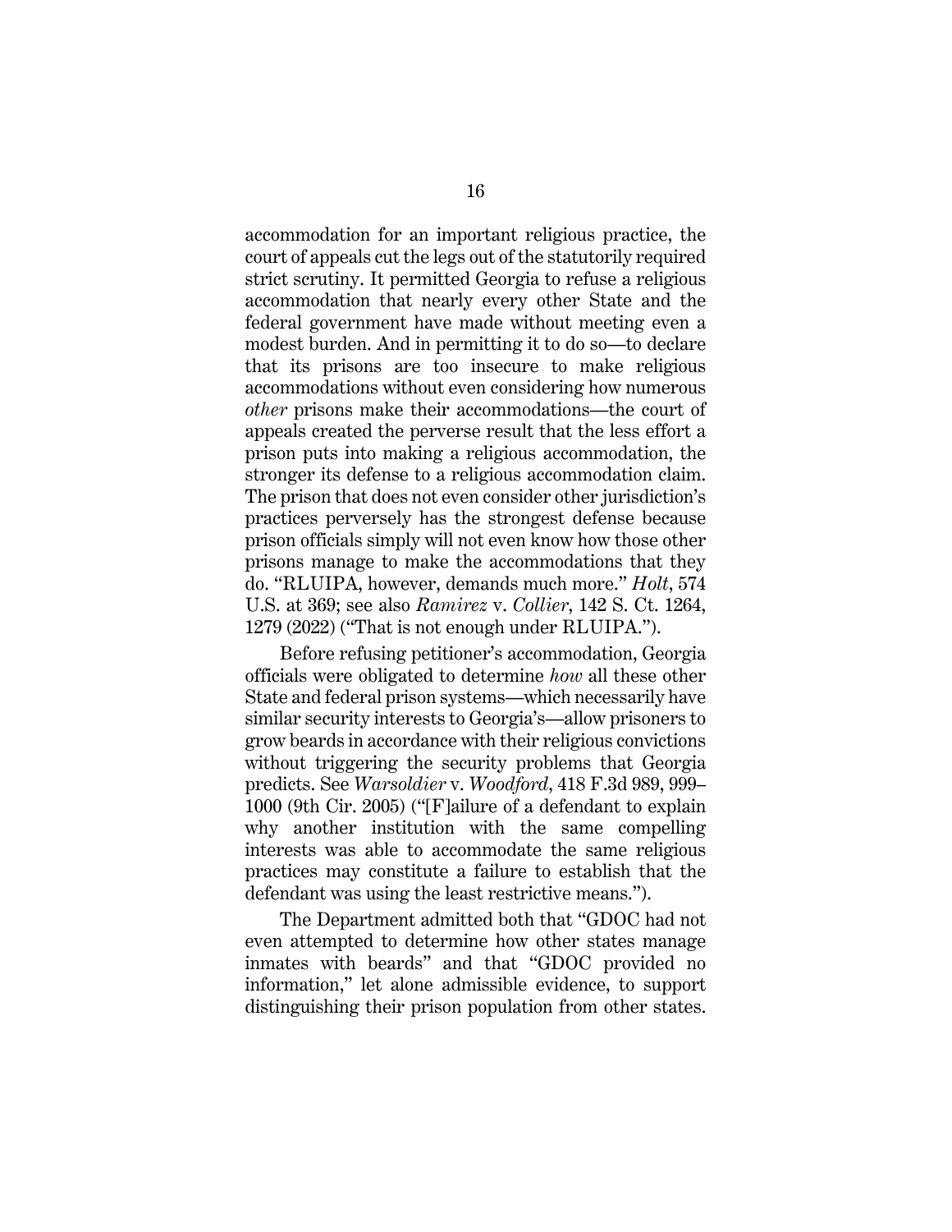accommodation for an important religious practice, the court of appeals cut the legs out of the statutorily required strict scrutiny. It permitted Georgia to refuse a religious accommodation that nearly every other State and the federal government have made without meeting even a modest burden. And in permitting it to do so—to declare that its prisons are too insecure to make religious accommodations without even considering how numerous *other* prisons make their accommodations—the court of appeals created the perverse result that the less effort a prison puts into making a religious accommodation, the stronger its defense to a religious accommodation claim. The prison that does not even consider other jurisdiction's practices perversely has the strongest defense because prison officials simply will not even know how those other prisons manage to make the accommodations that they do. "RLUIPA, however, demands much more." *Holt*, 574 U.S. at 369; see also *Ramirez* v. *Collier*, 142 S. Ct. 1264, 1279 (2022) ("That is not enough under RLUIPA.").

Before refusing petitioner's accommodation, Georgia officials were obligated to determine *how* all these other State and federal prison systems—which necessarily have similar security interests to Georgia's—allow prisoners to grow beards in accordance with their religious convictions without triggering the security problems that Georgia predicts. See *Warsoldier* v. *Woodford*, 418 F.3d 989, 999–1000 (9th Cir. 2005) ("[F]ailure of a defendant to explain why another institution with the same compelling interests was able to accommodate the same religious practices may constitute a failure to establish that the defendant was using the least restrictive means.").

The Department admitted both that "GDOC had not even attempted to determine how other states manage inmates with beards" and that "GDOC provided no information," let alone admissible evidence, to support distinguishing their prison population from other states.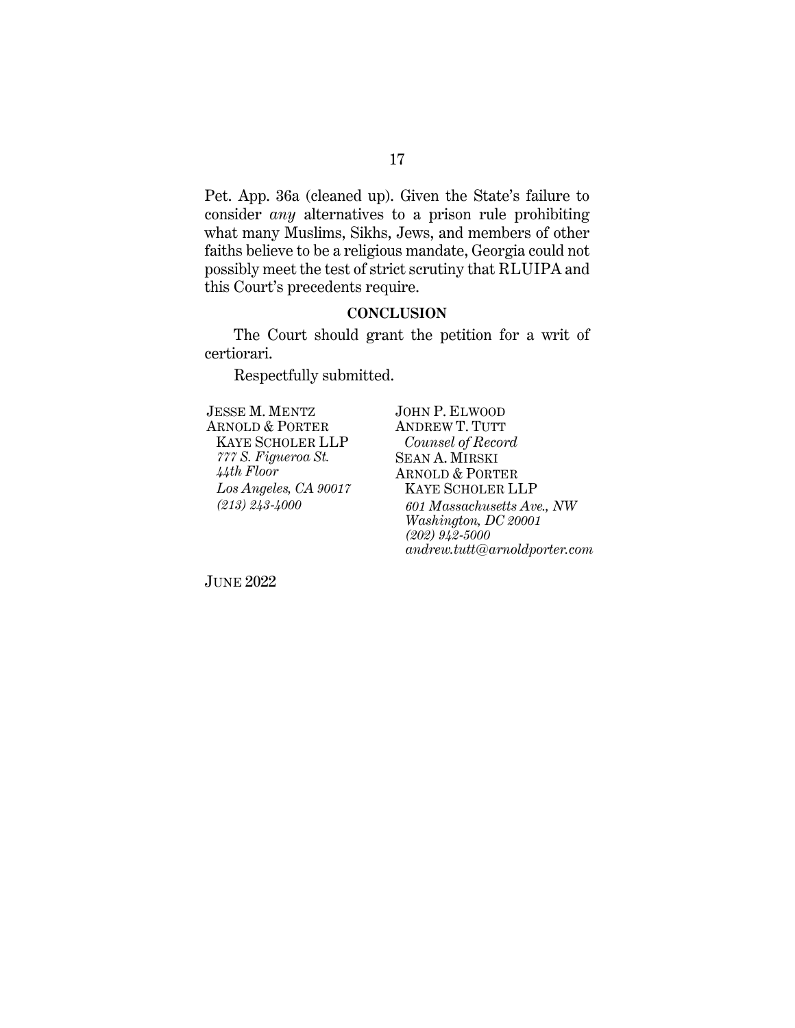Pet. App. 36a (cleaned up). Given the State's failure to consider *any* alternatives to a prison rule prohibiting what many Muslims, Sikhs, Jews, and members of other faiths believe to be a religious mandate, Georgia could not possibly meet the test of strict scrutiny that RLUIPA and this Court's precedents require.

## CONCLUSION

The Court should grant the petition for a writ of certiorari.

Respectfully submitted.

JOHN P. ELWOOD
ANDREW T. TUTT
*Counsel of Record*
SEAN A. MIRSKI
ARNOLD & PORTER
KAYE SCHOLER LLP
*601 Massachusetts Ave., NW*
*Washington, DC 20001*
*(202) 942-5000*
*andrew.tutt@arnoldporter.com*

JESSE M. MENTZ
ARNOLD & PORTER
KAYE SCHOLER LLP
*777 S. Figueroa St.*
*44th Floor*
*Los Angeles, CA 90017*
*(213) 243-4000*

JUNE 2022